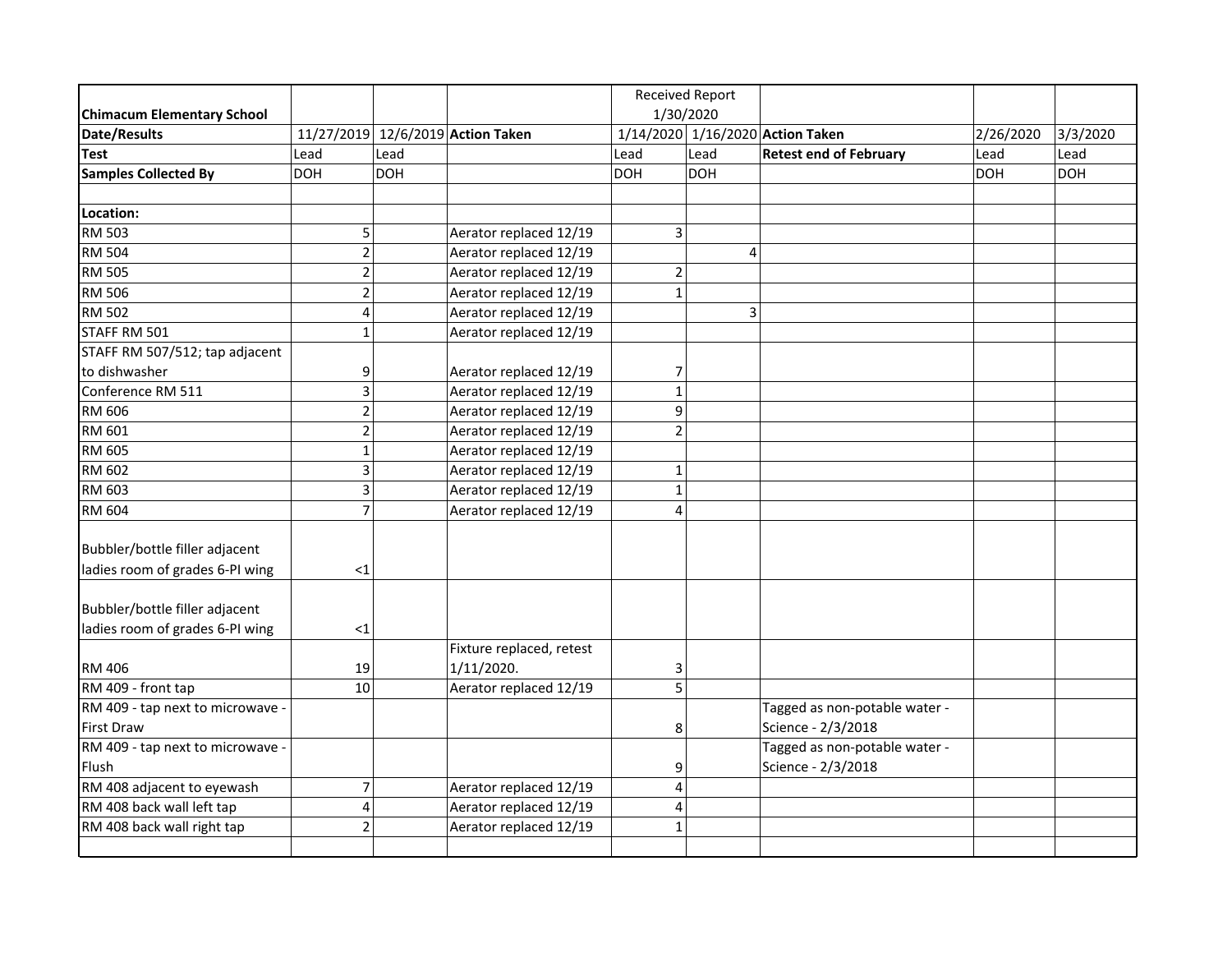| Chimacum Elementary School | | | | Received Report 1/30/2020 | | | | |
|---|---|---|---|---|---|---|---|---|
| **Date/Results** | 11/27/2019 | 12/6/2019 | **Action Taken** | 1/14/2020 | 1/16/2020 | **Action Taken** | 2/26/2020 | 3/3/2020 |
| **Test** | Lead | Lead | | Lead | Lead | **Retest end of February** | Lead | Lead |
| **Samples Collected By** | DOH | DOH | | DOH | DOH | | DOH | DOH |
| | | | | | | | | |
| **Location:** | | | | | | | | |
| RM 503 | 5 | | Aerator replaced 12/19 | 3 | | | | |
| RM 504 | 2 | | Aerator replaced 12/19 | | 4 | | | |
| RM 505 | 2 | | Aerator replaced 12/19 | 2 | | | | |
| RM 506 | 2 | | Aerator replaced 12/19 | 1 | | | | |
| RM 502 | 4 | | Aerator replaced 12/19 | | 3 | | | |
| STAFF RM 501 | 1 | | Aerator replaced 12/19 | | | | | |
| STAFF RM 507/512; tap adjacent to dishwasher | 9 | | Aerator replaced 12/19 | 7 | | | | |
| Conference RM 511 | 3 | | Aerator replaced 12/19 | 1 | | | | |
| RM 606 | 2 | | Aerator replaced 12/19 | 9 | | | | |
| RM 601 | 2 | | Aerator replaced 12/19 | 2 | | | | |
| RM 605 | 1 | | Aerator replaced 12/19 | | | | | |
| RM 602 | 3 | | Aerator replaced 12/19 | 1 | | | | |
| RM 603 | 3 | | Aerator replaced 12/19 | 1 | | | | |
| RM 604 | 7 | | Aerator replaced 12/19 | 4 | | | | |
| Bubbler/bottle filler adjacent ladies room of grades 6-PI wing | <1 | | | | | | | |
| Bubbler/bottle filler adjacent ladies room of grades 6-PI wing | <1 | | | | | | | |
| RM 406 | 19 | | Fixture replaced, retest 1/11/2020. | 3 | | | | |
| RM 409 - front tap | 10 | | Aerator replaced 12/19 | 5 | | | | |
| RM 409 - tap next to microwave - First Draw | | | | 8 | | Tagged as non-potable water - Science - 2/3/2018 | | |
| RM 409 - tap next to microwave - Flush | | | | 9 | | Tagged as non-potable water - Science - 2/3/2018 | | |
| RM 408 adjacent to eyewash | 7 | | Aerator replaced 12/19 | 4 | | | | |
| RM 408 back wall left tap | 4 | | Aerator replaced 12/19 | 4 | | | | |
| RM 408 back wall right tap | 2 | | Aerator replaced 12/19 | 1 | | | | |
| | | | | | | | | |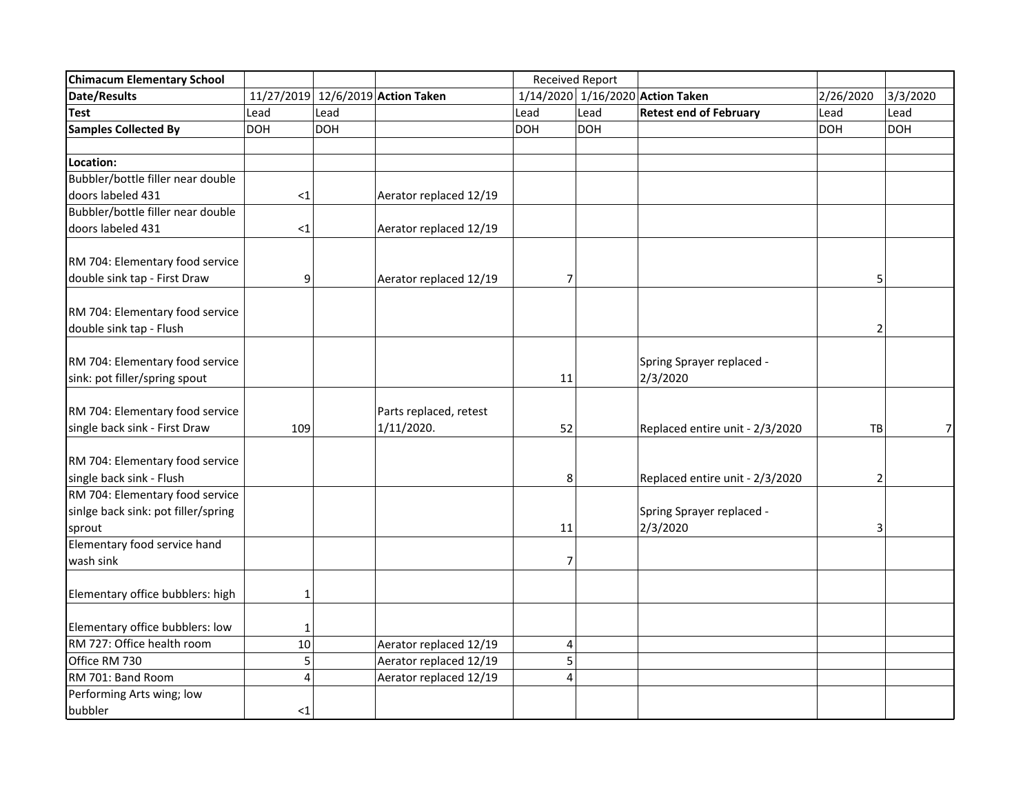| Chimacum Elementary School | | | | Received Report | | | | |
|---|---|---|---|---|---|---|---|---|
| Date/Results | 11/27/2019 | 12/6/2019 | Action Taken | 1/14/2020 | 1/16/2020 | Action Taken | 2/26/2020 | 3/3/2020 |
| Test | Lead | Lead | | Lead | Lead | Retest end of February | Lead | Lead |
| Samples Collected By | DOH | DOH | | DOH | DOH | | DOH | DOH |
| | | | | | | | | |
| Location: | | | | | | | | |
| Bubbler/bottle filler near double doors labeled 431 | <1 | | Aerator replaced 12/19 | | | | | |
| Bubbler/bottle filler near double doors labeled 431 | <1 | | Aerator replaced 12/19 | | | | | |
| RM 704: Elementary food service double sink tap - First Draw | 9 | | Aerator replaced 12/19 | 7 | | | 5 | |
| RM 704: Elementary food service double sink tap - Flush | | | | | | | 2 | |
| RM 704: Elementary food service sink: pot filler/spring spout | | | | 11 | | Spring Sprayer replaced - 2/3/2020 | | |
| RM 704: Elementary food service single back sink - First Draw | 109 | | Parts replaced, retest 1/11/2020. | 52 | | Replaced entire unit - 2/3/2020 | TB | 7 |
| RM 704: Elementary food service single back sink - Flush | | | | 8 | | Replaced entire unit - 2/3/2020 | 2 | |
| RM 704: Elementary food service sinlge back sink: pot filler/spring sprout | | | | 11 | | Spring Sprayer replaced - 2/3/2020 | 3 | |
| Elementary food service hand wash sink | | | | 7 | | | | |
| Elementary office bubblers: high | 1 | | | | | | | |
| Elementary office bubblers: low | 1 | | | | | | | |
| RM 727: Office health room | 10 | | Aerator replaced 12/19 | 4 | | | | |
| Office RM 730 | 5 | | Aerator replaced 12/19 | 5 | | | | |
| RM 701: Band Room | 4 | | Aerator replaced 12/19 | 4 | | | | |
| Performing Arts wing; low bubbler | <1 | | | | | | | |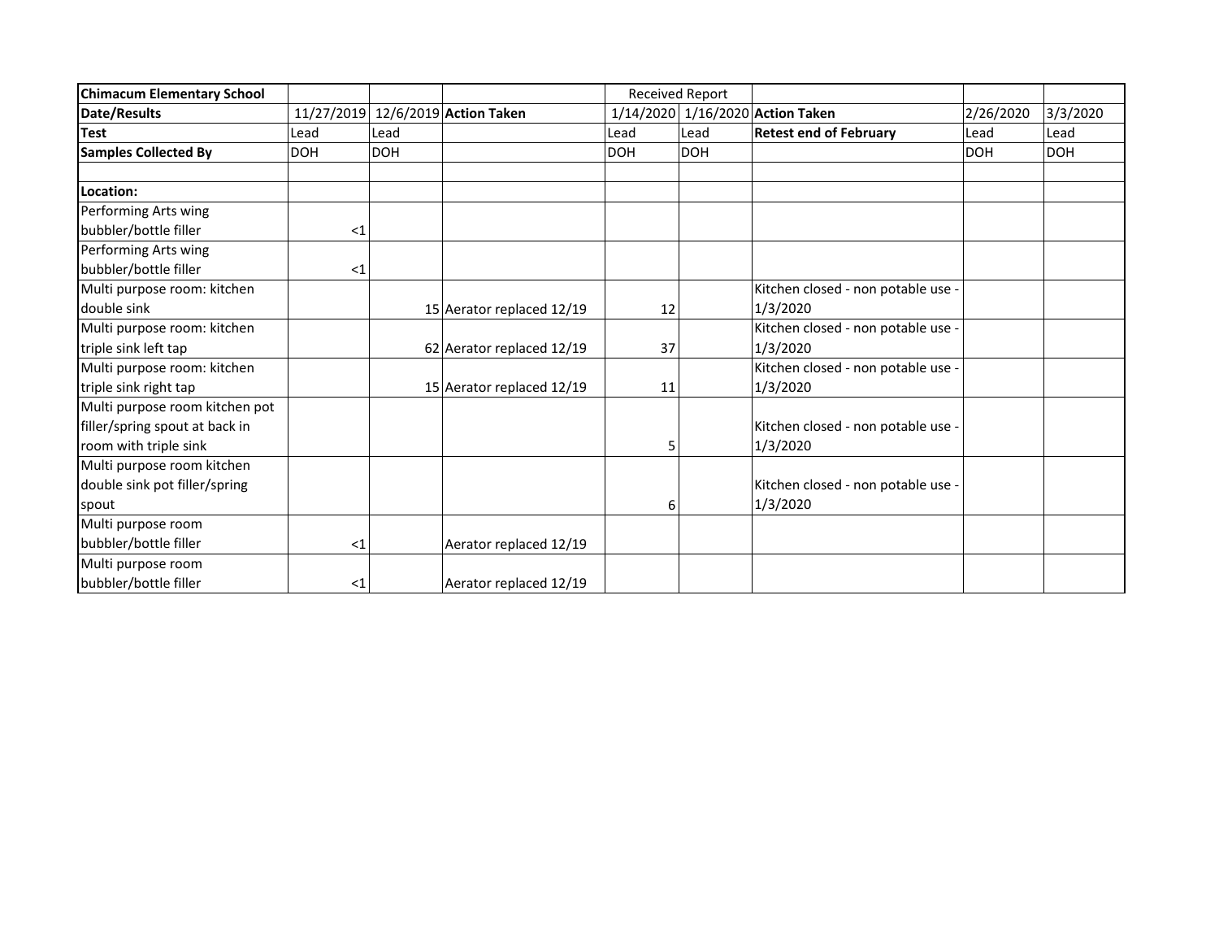| Chimacum Elementary School | | | | Received Report | | | | |
|---|---|---|---|---|---|---|---|---|
| **Date/Results** | 11/27/2019 | 12/6/2019 | **Action Taken** | 1/14/2020 | 1/16/2020 | **Action Taken** | 2/26/2020 | 3/3/2020 |
| **Test** | Lead | Lead | | Lead | Lead | **Retest end of February** | Lead | Lead |
| **Samples Collected By** | DOH | DOH | | DOH | DOH | | DOH | DOH |
| | | | | | | | | |
| **Location:** | | | | | | | | |
| Performing Arts wing bubbler/bottle filler | <1 | | | | | | | |
| Performing Arts wing bubbler/bottle filler | <1 | | | | | | | |
| Multi purpose room: kitchen double sink | | 15 | Aerator replaced 12/19 | 12 | | Kitchen closed - non potable use - 1/3/2020 | | |
| Multi purpose room: kitchen triple sink left tap | | 62 | Aerator replaced 12/19 | 37 | | Kitchen closed - non potable use - 1/3/2020 | | |
| Multi purpose room: kitchen triple sink right tap | | 15 | Aerator replaced 12/19 | 11 | | Kitchen closed - non potable use - 1/3/2020 | | |
| Multi purpose room kitchen pot filler/spring spout at back in room with triple sink | | | | 5 | | Kitchen closed - non potable use - 1/3/2020 | | |
| Multi purpose room kitchen double sink pot filler/spring spout | | | | 6 | | Kitchen closed - non potable use - 1/3/2020 | | |
| Multi purpose room bubbler/bottle filler | <1 | | Aerator replaced 12/19 | | | | | |
| Multi purpose room bubbler/bottle filler | <1 | | Aerator replaced 12/19 | | | | | |